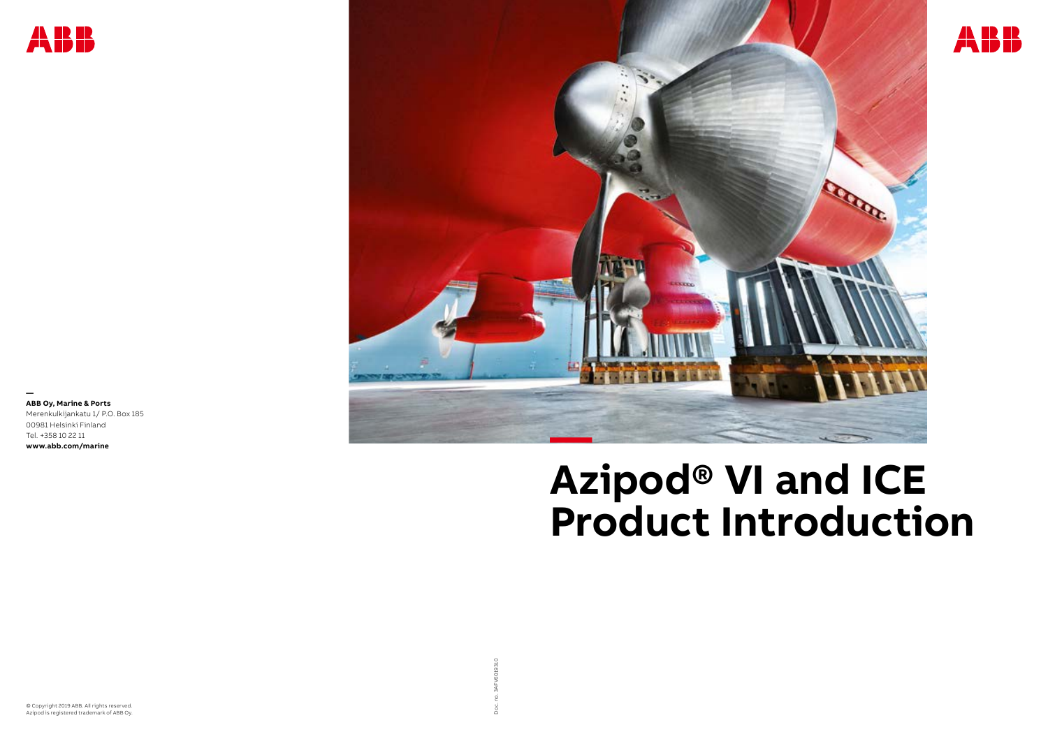# Azipod® VI and ICE Product Introduction

—

**ABB Oy, Marine & Ports**
Merenkulkijankatu 1/ P.O. Box 185
00981 Helsinki Finland
Tel. +358 10 22 11
**www.abb.com/marine**

© Copyright 2019 ABB. All rights reserved.
Azipod is registered trademark of ABB Oy.

Doc. no. 3AFV6019310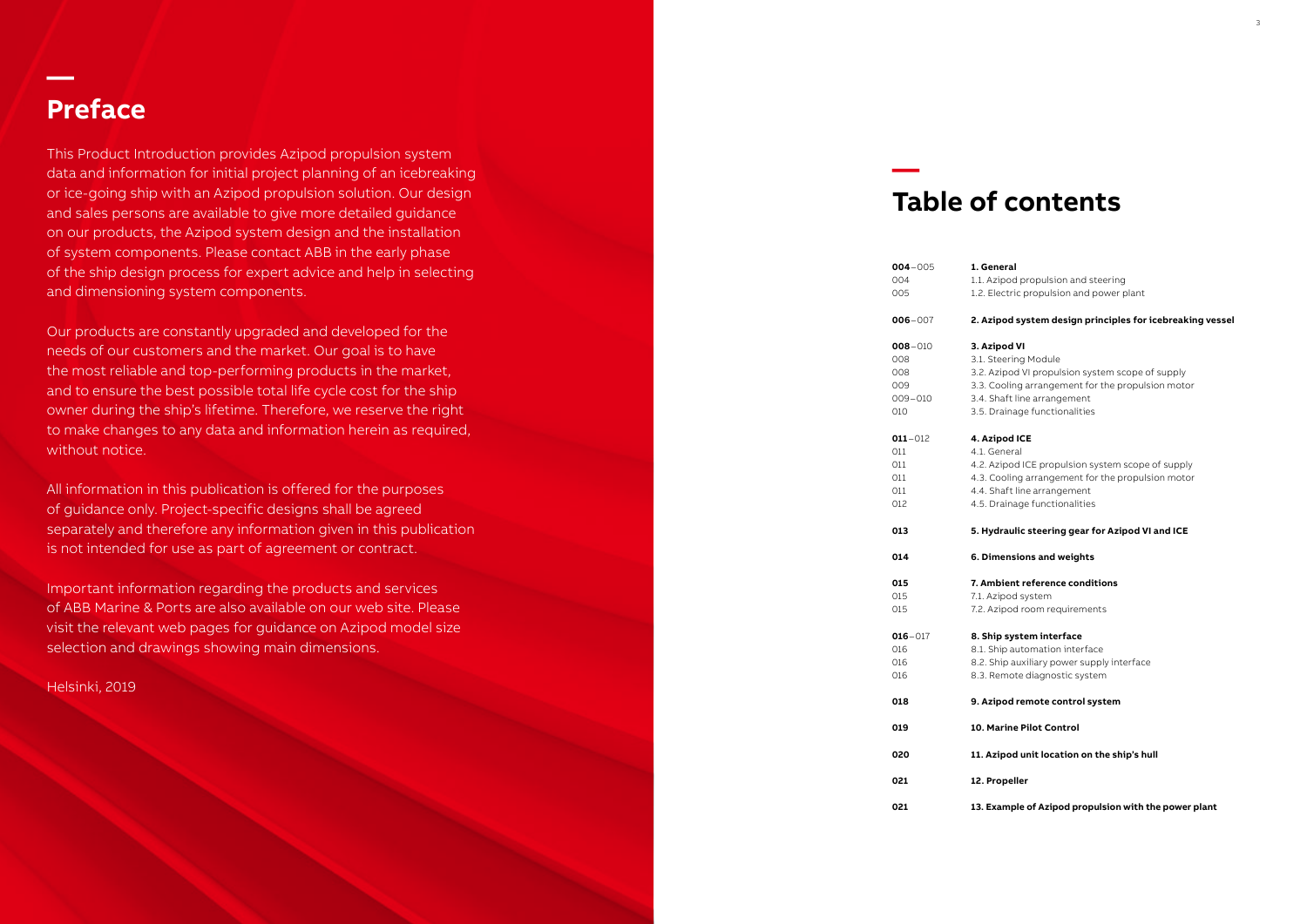## Preface

This Product Introduction provides Azipod propulsion system data and information for initial project planning of an icebreaking or ice-going ship with an Azipod propulsion solution. Our design and sales persons are available to give more detailed guidance on our products, the Azipod system design and the installation of system components. Please contact ABB in the early phase of the ship design process for expert advice and help in selecting and dimensioning system components.

Our products are constantly upgraded and developed for the needs of our customers and the market. Our goal is to have the most reliable and top-performing products in the market, and to ensure the best possible total life cycle cost for the ship owner during the ship's lifetime. Therefore, we reserve the right to make changes to any data and information herein as required, without notice.

All information in this publication is offered for the purposes of guidance only. Project-specific designs shall be agreed separately and therefore any information given in this publication is not intended for use as part of agreement or contract.

Important information regarding the products and services of ABB Marine & Ports are also available on our web site. Please visit the relevant web pages for guidance on Azipod model size selection and drawings showing main dimensions.

Helsinki, 2019

## Table of contents

| Page | Section |
|---|---|
| **004**–005 | **1. General** |
| 004 | 1.1. Azipod propulsion and steering |
| 005 | 1.2. Electric propulsion and power plant |
| **006**–007 | **2. Azipod system design principles for icebreaking vessel** |
| **008**–010 | **3. Azipod VI** |
| 008 | 3.1. Steering Module |
| 008 | 3.2. Azipod VI propulsion system scope of supply |
| 009 | 3.3. Cooling arrangement for the propulsion motor |
| 009–010 | 3.4. Shaft line arrangement |
| 010 | 3.5. Drainage functionalities |
| **011**–012 | **4. Azipod ICE** |
| 011 | 4.1. General |
| 011 | 4.2. Azipod ICE propulsion system scope of supply |
| 011 | 4.3. Cooling arrangement for the propulsion motor |
| 011 | 4.4. Shaft line arrangement |
| 012 | 4.5. Drainage functionalities |
| **013** | **5. Hydraulic steering gear for Azipod VI and ICE** |
| **014** | **6. Dimensions and weights** |
| **015** | **7. Ambient reference conditions** |
| 015 | 7.1. Azipod system |
| 015 | 7.2. Azipod room requirements |
| **016**–017 | **8. Ship system interface** |
| 016 | 8.1. Ship automation interface |
| 016 | 8.2. Ship auxiliary power supply interface |
| 016 | 8.3. Remote diagnostic system |
| **018** | **9. Azipod remote control system** |
| **019** | **10. Marine Pilot Control** |
| **020** | **11. Azipod unit location on the ship's hull** |
| **021** | **12. Propeller** |
| **021** | **13. Example of Azipod propulsion with the power plant** |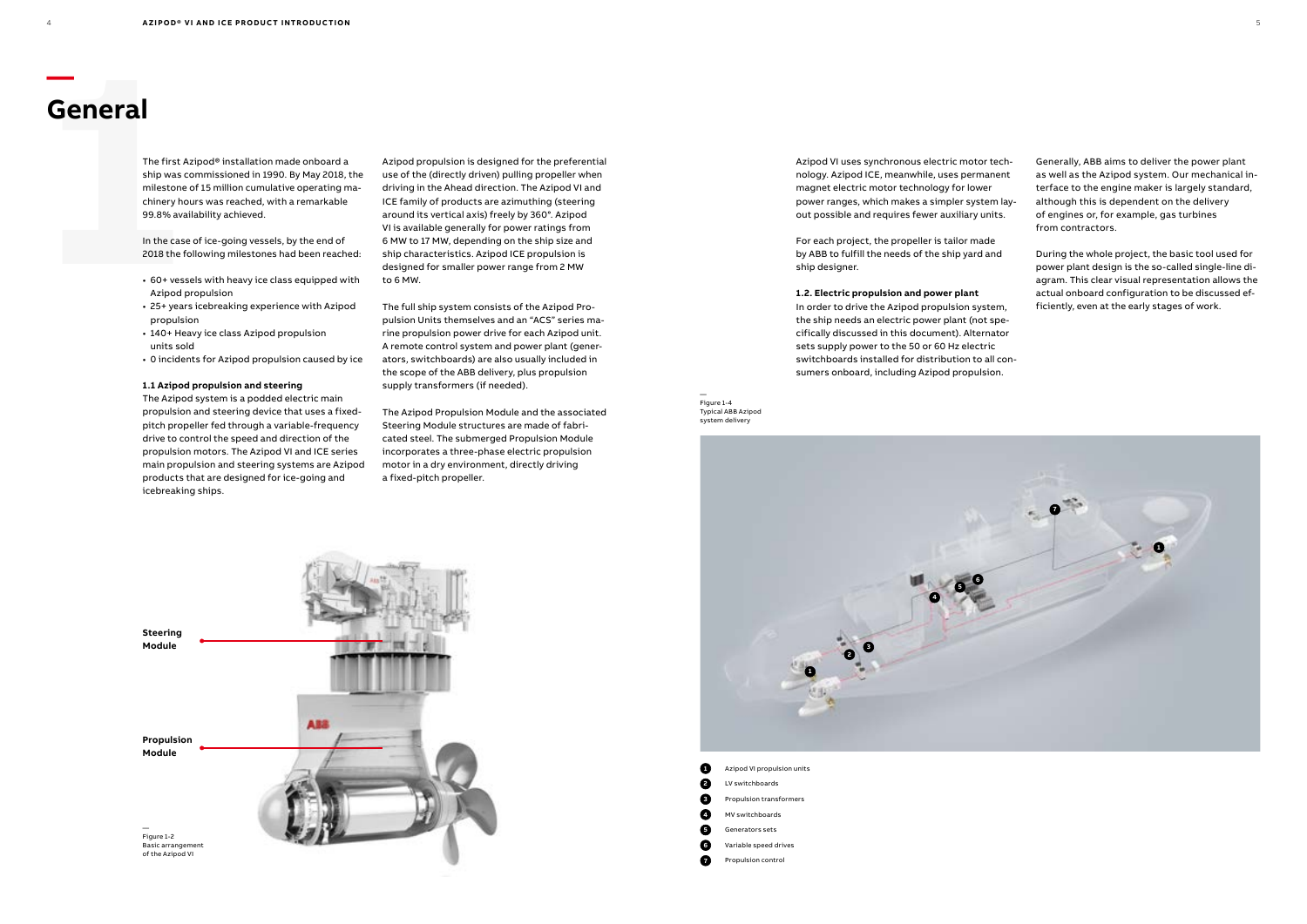# General

The first Azipod® installation made onboard a ship was commissioned in 1990. By May 2018, the milestone of 15 million cumulative operating machinery hours was reached, with a remarkable 99.8% availability achieved.

In the case of ice-going vessels, by the end of 2018 the following milestones had been reached:

- 60+ vessels with heavy ice class equipped with Azipod propulsion
- 25+ years icebreaking experience with Azipod propulsion
- 140+ Heavy ice class Azipod propulsion units sold
- 0 incidents for Azipod propulsion caused by ice

### 1.1 Azipod propulsion and steering

The Azipod system is a podded electric main propulsion and steering device that uses a fixed-pitch propeller fed through a variable-frequency drive to control the speed and direction of the propulsion motors. The Azipod VI and ICE series main propulsion and steering systems are Azipod products that are designed for ice-going and icebreaking ships.

Azipod propulsion is designed for the preferential use of the (directly driven) pulling propeller when driving in the Ahead direction. The Azipod VI and ICE family of products are azimuthing (steering around its vertical axis) freely by 360°. Azipod VI is available generally for power ratings from 6 MW to 17 MW, depending on the ship size and ship characteristics. Azipod ICE propulsion is designed for smaller power range from 2 MW to 6 MW.

The full ship system consists of the Azipod Propulsion Units themselves and an "ACS" series marine propulsion power drive for each Azipod unit. A remote control system and power plant (generators, switchboards) are also usually included in the scope of the ABB delivery, plus propulsion supply transformers (if needed).

The Azipod Propulsion Module and the associated Steering Module structures are made of fabricated steel. The submerged Propulsion Module incorporates a three-phase electric propulsion motor in a dry environment, directly driving a fixed-pitch propeller.

Steering Module

Propulsion Module

Figure 1-2
Basic arrangement of the Azipod VI

Azipod VI uses synchronous electric motor technology. Azipod ICE, meanwhile, uses permanent magnet electric motor technology for lower power ranges, which makes a simpler system layout possible and requires fewer auxiliary units.

For each project, the propeller is tailor made by ABB to fulfill the needs of the ship yard and ship designer.

### 1.2. Electric propulsion and power plant

In order to drive the Azipod propulsion system, the ship needs an electric power plant (not specifically discussed in this document). Alternator sets supply power to the 50 or 60 Hz electric switchboards installed for distribution to all consumers onboard, including Azipod propulsion.

Generally, ABB aims to deliver the power plant as well as the Azipod system. Our mechanical interface to the engine maker is largely standard, although this is dependent on the delivery of engines or, for example, gas turbines from contractors.

During the whole project, the basic tool used for power plant design is the so-called single-line diagram. This clear visual representation allows the actual onboard configuration to be discussed efficiently, even at the early stages of work.

Figure 1-4
Typical ABB Azipod system delivery

1. Azipod VI propulsion units
2. LV switchboards
3. Propulsion transformers
4. MV switchboards
5. Generators sets
6. Variable speed drives
7. Propulsion control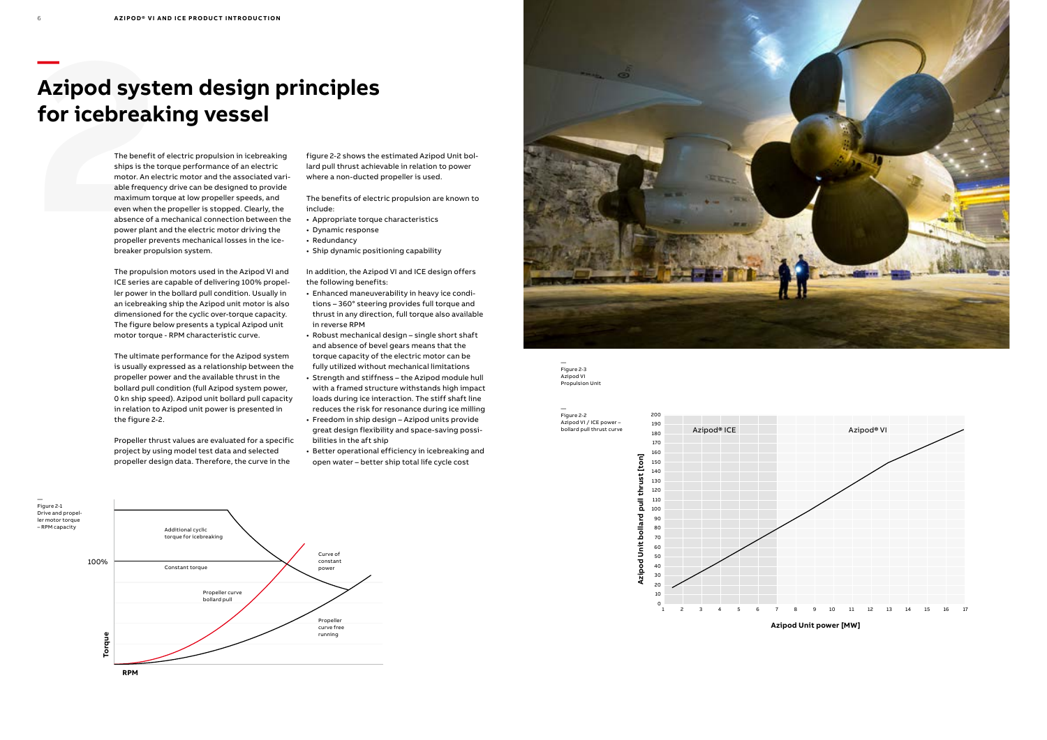# Azipod system design principles for icebreaking vessel

The benefit of electric propulsion in icebreaking ships is the torque performance of an electric motor. An electric motor and the associated variable frequency drive can be designed to provide maximum torque at low propeller speeds, and even when the propeller is stopped. Clearly, the absence of a mechanical connection between the power plant and the electric motor driving the propeller prevents mechanical losses in the icebreaker propulsion system.

The propulsion motors used in the Azipod VI and ICE series are capable of delivering 100% propeller power in the bollard pull condition. Usually in an icebreaking ship the Azipod unit motor is also dimensioned for the cyclic over-torque capacity. The figure below presents a typical Azipod unit motor torque - RPM characteristic curve.

The ultimate performance for the Azipod system is usually expressed as a relationship between the propeller power and the available thrust in the bollard pull condition (full Azipod system power, 0 kn ship speed). Azipod unit bollard pull capacity in relation to Azipod unit power is presented in the figure 2-2.

Propeller thrust values are evaluated for a specific project by using model test data and selected propeller design data. Therefore, the curve in the figure 2-2 shows the estimated Azipod Unit bollard pull thrust achievable in relation to power where a non-ducted propeller is used.

The benefits of electric propulsion are known to include:

- Appropriate torque characteristics
- Dynamic response
- Redundancy
- Ship dynamic positioning capability

In addition, the Azipod VI and ICE design offers the following benefits:

- Enhanced maneuverability in heavy ice conditions – 360° steering provides full torque and thrust in any direction, full torque also available in reverse RPM
- Robust mechanical design – single short shaft and absence of bevel gears means that the torque capacity of the electric motor can be fully utilized without mechanical limitations
- Strength and stiffness – the Azipod module hull with a framed structure withstands high impact loads during ice interaction. The stiff shaft line reduces the risk for resonance during ice milling
- Freedom in ship design – Azipod units provide great design flexibility and space-saving possibilities in the aft ship
- Better operational efficiency in icebreaking and open water – better ship total life cycle cost

Figure 2-1
Drive and propeller motor torque – RPM capacity

Figure 2-3
Azipod VI Propulsion Unit

Figure 2-2
Azipod VI / ICE power – bollard pull thrust curve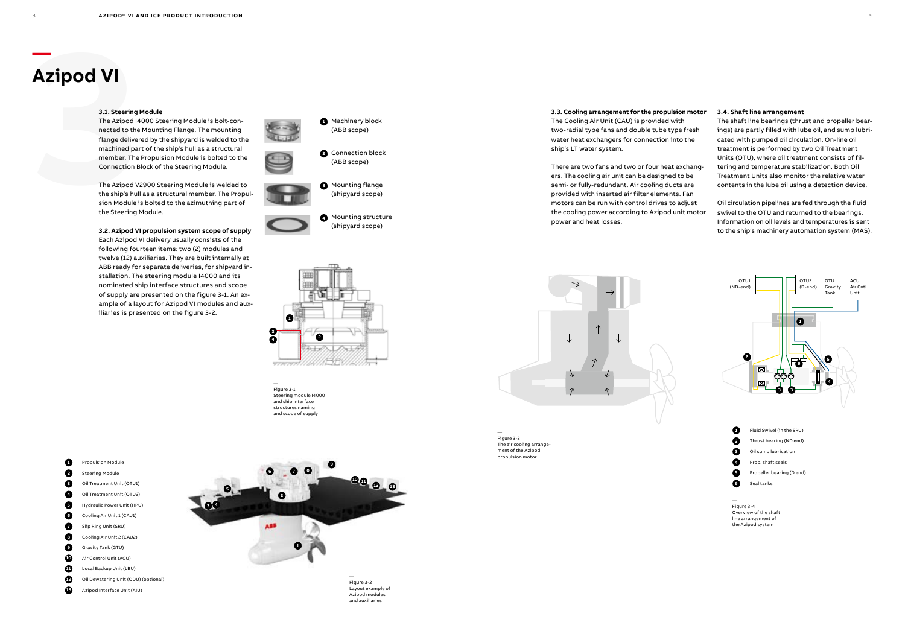# Azipod VI

### 3.1. Steering Module

The Azipod I4000 Steering Module is bolt-connected to the Mounting Flange. The mounting flange delivered by the shipyard is welded to the machined part of the ship's hull as a structural member. The Propulsion Module is bolted to the Connection Block of the Steering Module.

The Azipod V2900 Steering Module is welded to the ship's hull as a structural member. The Propulsion Module is bolted to the azimuthing part of the Steering Module.

### 3.2. Azipod VI propulsion system scope of supply

Each Azipod VI delivery usually consists of the following fourteen items: two (2) modules and twelve (12) auxiliaries. They are built internally at ABB ready for separate deliveries, for shipyard installation. The steering module I4000 and its nominated ship interface structures and scope of supply are presented on the figure 3-1. An example of a layout for Azipod VI modules and auxiliaries is presented on the figure 3-2.

1. Machinery block (ABB scope)
2. Connection block (ABB scope)
3. Mounting flange (shipyard scope)
4. Mounting structure (shipyard scope)

Figure 3-1
Steering module I4000 and ship interface structures naming and scope of supply

1. Propulsion Module
2. Steering Module
3. Oil Treatment Unit (OTU1)
4. Oil Treatment Unit (OTU2)
5. Hydraulic Power Unit (HPU)
6. Cooling Air Unit 1 (CAU1)
7. Slip Ring Unit (SRU)
8. Cooling Air Unit 2 (CAU2)
9. Gravity Tank (GTU)
10. Air Control Unit (ACU)
11. Local Backup Unit (LBU)
12. Oil Dewatering Unit (ODU) (optional)
13. Azipod Interface Unit (AIU)

Figure 3-2
Layout example of Azipod modules and auxiliaries

### 3.3. Cooling arrangement for the propulsion motor

The Cooling Air Unit (CAU) is provided with two-radial type fans and double tube type fresh water heat exchangers for connection into the ship's LT water system.

There are two fans and two or four heat exchangers. The cooling air unit can be designed to be semi- or fully-redundant. Air cooling ducts are provided with inserted air filter elements. Fan motors can be run with control drives to adjust the cooling power according to Azipod unit motor power and heat losses.

Figure 3-3
The air cooling arrangement of the Azipod propulsion motor

### 3.4. Shaft line arrangement

The shaft line bearings (thrust and propeller bearings) are partly filled with lube oil, and sump lubricated with pumped oil circulation. On-line oil treatment is performed by two Oil Treatment Units (OTU), where oil treatment consists of filtering and temperature stabilization. Both Oil Treatment Units also monitor the relative water contents in the lube oil using a detection device.

Oil circulation pipelines are fed through the fluid swivel to the OTU and returned to the bearings. Information on oil levels and temperatures is sent to the ship's machinery automation system (MAS).

OTU1 (ND-end) | OTU2 (D-end) | GTU Gravity Tank | ACU Air Cntl Unit

1. Fluid Swivel (in the SRU)
2. Thrust bearing (ND end)
3. Oil sump lubrication
4. Prop. shaft seals
5. Propeller bearing (D end)
6. Seal tanks

Figure 3-4
Overview of the shaft line arrangement of the Azipod system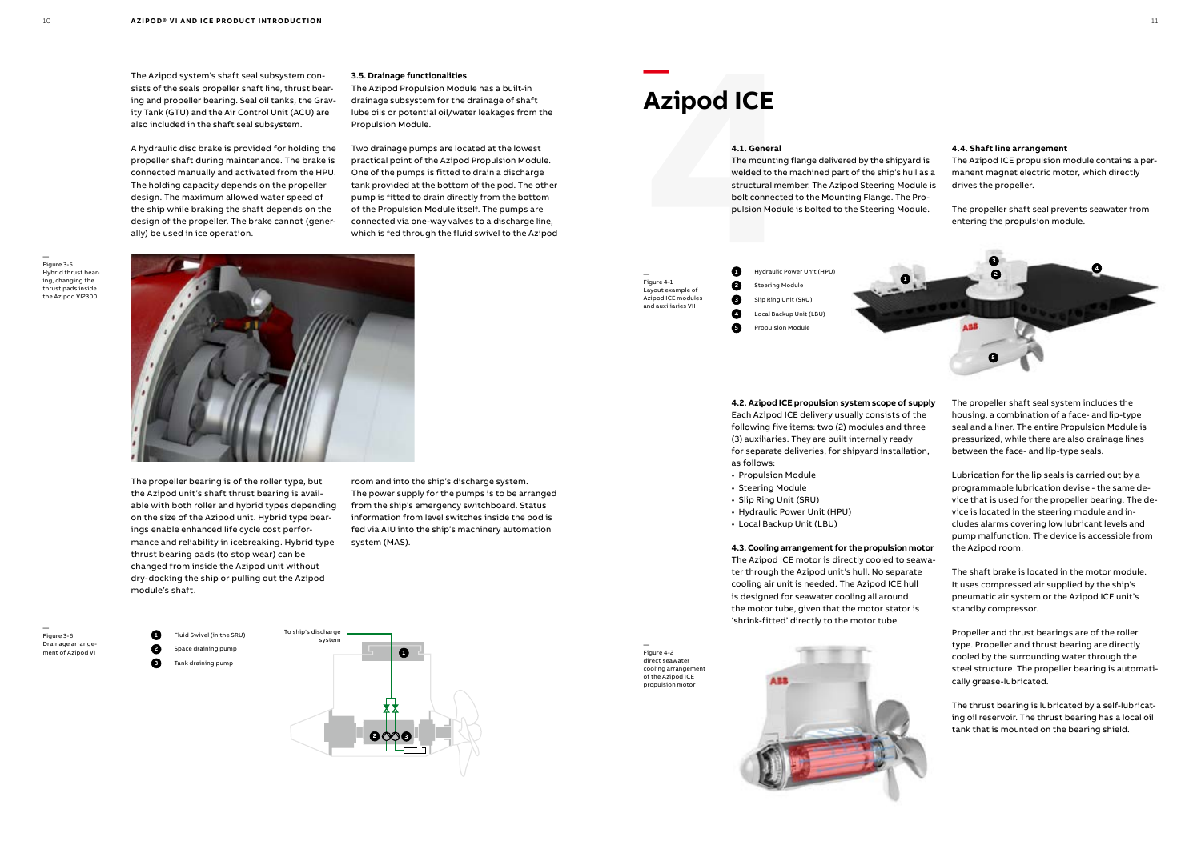The Azipod system's shaft seal subsystem consists of the seals propeller shaft line, thrust bearing and propeller bearing. Seal oil tanks, the Gravity Tank (GTU) and the Air Control Unit (ACU) are also included in the shaft seal subsystem.

A hydraulic disc brake is provided for holding the propeller shaft during maintenance. The brake is connected manually and activated from the HPU. The holding capacity depends on the propeller design. The maximum allowed water speed of the ship while braking the shaft depends on the design of the propeller. The brake cannot (generally) be used in ice operation.

**3.5. Drainage functionalities**

The Azipod Propulsion Module has a built-in drainage subsystem for the drainage of shaft lube oils or potential oil/water leakages from the Propulsion Module.

Two drainage pumps are located at the lowest practical point of the Azipod Propulsion Module. One of the pumps is fitted to drain a discharge tank provided at the bottom of the pod. The other pump is fitted to drain directly from the bottom of the Propulsion Module itself. The pumps are connected via one-way valves to a discharge line, which is fed through the fluid swivel to the Azipod room and into the ship's discharge system. The power supply for the pumps is to be arranged from the ship's emergency switchboard. Status information from level switches inside the pod is fed via AIU into the ship's machinery automation system (MAS).

Figure 3-5 Hybrid thrust bearing, changing the thrust pads inside the Azipod VI2300

The propeller bearing is of the roller type, but the Azipod unit's shaft thrust bearing is available with both roller and hybrid types depending on the size of the Azipod unit. Hybrid type bearings enable enhanced life cycle cost performance and reliability in icebreaking. Hybrid type thrust bearing pads (to stop wear) can be changed from inside the Azipod unit without dry-docking the ship or pulling out the Azipod module's shaft.

Figure 3-6 Drainage arrangement of Azipod VI

1. Fluid Swivel (in the SRU)
2. Space draining pump
3. Tank draining pump

# Azipod ICE

**4.1. General**

The mounting flange delivered by the shipyard is welded to the machined part of the ship's hull as a structural member. The Azipod Steering Module is bolt connected to the Mounting Flange. The Propulsion Module is bolted to the Steering Module.

Figure 4-1 Layout example of Azipod ICE modules and auxiliaries VII

1. Hydraulic Power Unit (HPU)
2. Steering Module
3. Slip Ring Unit (SRU)
4. Local Backup Unit (LBU)
5. Propulsion Module

**4.2. Azipod ICE propulsion system scope of supply**

Each Azipod ICE delivery usually consists of the following five items: two (2) modules and three (3) auxiliaries. They are built internally ready for separate deliveries, for shipyard installation, as follows:

- Propulsion Module
- Steering Module
- Slip Ring Unit (SRU)
- Hydraulic Power Unit (HPU)
- Local Backup Unit (LBU)

**4.3. Cooling arrangement for the propulsion motor**

The Azipod ICE motor is directly cooled to seawater through the Azipod unit's hull. No separate cooling air unit is needed. The Azipod ICE hull is designed for seawater cooling all around the motor tube, given that the motor stator is 'shrink-fitted' directly to the motor tube.

Figure 4-2 direct seawater cooling arrangement of the Azipod ICE propulsion motor

**4.4. Shaft line arrangement**

The Azipod ICE propulsion module contains a permanent magnet electric motor, which directly drives the propeller.

The propeller shaft seal prevents seawater from entering the propulsion module.

The propeller shaft seal system includes the housing, a combination of a face- and lip-type seal and a liner. The entire Propulsion Module is pressurized, while there are also drainage lines between the face- and lip-type seals.

Lubrication for the lip seals is carried out by a programmable lubrication devise - the same device that is used for the propeller bearing. The device is located in the steering module and includes alarms covering low lubricant levels and pump malfunction. The device is accessible from the Azipod room.

The shaft brake is located in the motor module. It uses compressed air supplied by the ship's pneumatic air system or the Azipod ICE unit's standby compressor.

Propeller and thrust bearings are of the roller type. Propeller and thrust bearing are directly cooled by the surrounding water through the steel structure. The propeller bearing is automatically grease-lubricated.

The thrust bearing is lubricated by a self-lubricating oil reservoir. The thrust bearing has a local oil tank that is mounted on the bearing shield.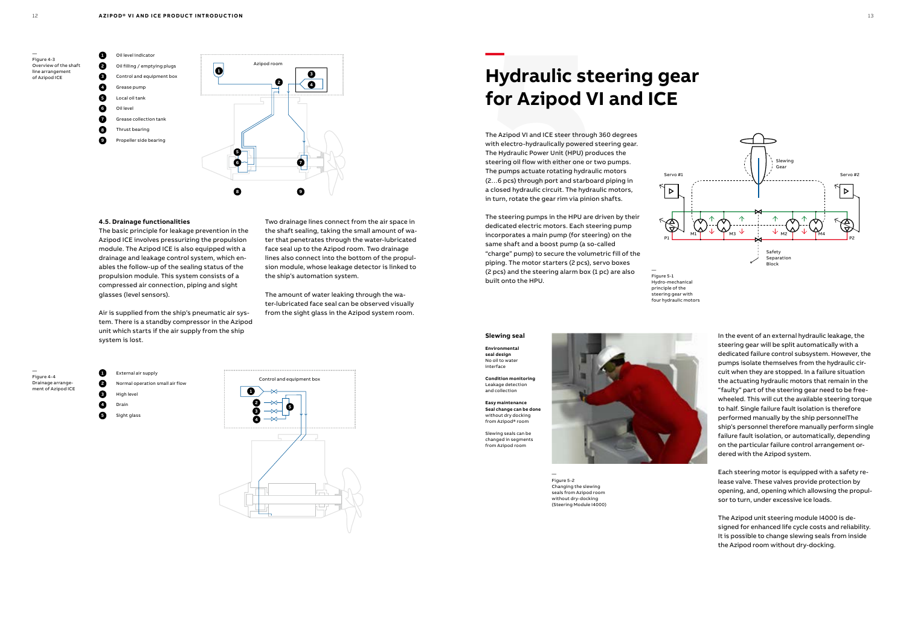Figure 4-3
Overview of the shaft line arrangement of Azipod ICE

1. Oil level indicator
2. Oil filling / emptying plugs
3. Control and equipment box
4. Grease pump
5. Local oil tank
6. Oil level
7. Grease collection tank
8. Thrust bearing
9. Propeller side bearing

### 4.5. Drainage functionalities

The basic principle for leakage prevention in the Azipod ICE involves pressurizing the propulsion module. The Azipod ICE is also equipped with a drainage and leakage control system, which enables the follow-up of the sealing status of the propulsion module. This system consists of a compressed air connection, piping and sight glasses (level sensors).

Air is supplied from the ship's pneumatic air system. There is a standby compressor in the Azipod unit which starts if the air supply from the ship system is lost.

Two drainage lines connect from the air space in the shaft sealing, taking the small amount of water that penetrates through the water-lubricated face seal up to the Azipod room. Two drainage lines also connect into the bottom of the propulsion module, whose leakage detector is linked to the ship's automation system.

The amount of water leaking through the water-lubricated face seal can be observed visually from the sight glass in the Azipod system room.

Figure 4-4
Drainage arrangement of Azipod ICE

1. External air supply
2. Normal operation small air flow
3. High level
4. Drain
5. Sight glass

# Hydraulic steering gear for Azipod VI and ICE

The Azipod VI and ICE steer through 360 degrees with electro-hydraulically powered steering gear. The Hydraulic Power Unit (HPU) produces the steering oil flow with either one or two pumps. The pumps actuate rotating hydraulic motors (2…6 pcs) through port and starboard piping in a closed hydraulic circuit. The hydraulic motors, in turn, rotate the gear rim via pinion shafts.

The steering pumps in the HPU are driven by their dedicated electric motors. Each steering pump incorporates a main pump (for steering) on the same shaft and a boost pump (a so-called "charge" pump) to secure the volumetric fill of the piping. The motor starters (2 pcs), servo boxes (2 pcs) and the steering alarm box (1 pc) are also built onto the HPU.

Figure 5-1
Hydro-mechanical principle of the steering gear with four hydraulic motors

### Slewing seal

**Environmental seal design**
No oil to water interface

**Condition monitoring**
Leakage detection and collection

**Easy maintenance**
**Seal change can be done** without dry docking from Azipod® room

Slewing seals can be changed in segments from Azipod room

Figure 5-2
Changing the slewing seals from Azipod room without dry-docking (Steering Module I4000)

In the event of an external hydraulic leakage, the steering gear will be split automatically with a dedicated failure control subsystem. However, the pumps isolate themselves from the hydraulic circuit when they are stopped. In a failure situation the actuating hydraulic motors that remain in the "faulty" part of the steering gear need to be free-wheeled. This will cut the available steering torque to half. Single failure fault isolation is therefore performed manually by the ship personnelThe ship's personnel therefore manually perform single failure fault isolation, or automatically, depending on the particular failure control arrangement ordered with the Azipod system.

Each steering motor is equipped with a safety release valve. These valves provide protection by opening, and, opening which allowing the propulsor to turn, under excessive ice loads.

The Azipod unit steering module I4000 is designed for enhanced life cycle costs and reliability. It is possible to change slewing seals from inside the Azipod room without dry-docking.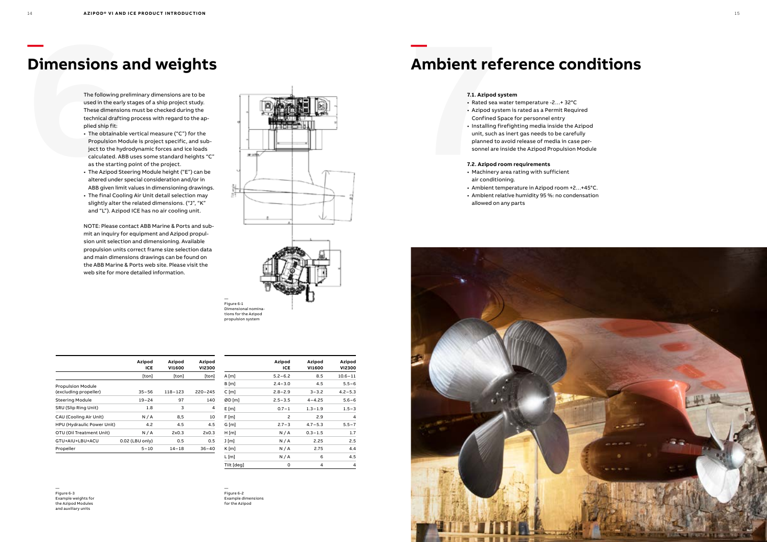# Dimensions and weights

The following preliminary dimensions are to be used in the early stages of a ship project study. These dimensions must be checked during the technical drafting process with regard to the applied ship fit:

- The obtainable vertical measure ("C") for the Propulsion Module is project specific, and subject to the hydrodynamic forces and ice loads calculated. ABB uses some standard heights "C" as the starting point of the project.
- The Azipod Steering Module height ("E") can be altered under special consideration and/or in ABB given limit values in dimensioning drawings.
- The final Cooling Air Unit detail selection may slightly alter the related dimensions. ("J", "K" and "L"). Azipod ICE has no air cooling unit.

NOTE: Please contact ABB Marine & Ports and submit an inquiry for equipment and Azipod propulsion unit selection and dimensioning. Available propulsion units correct frame size selection data and main dimensions drawings can be found on the ABB Marine & Ports web site. Please visit the web site for more detailed information.

Figure 6-1
Dimensional nominations for the Azipod propulsion system

| | Azipod ICE | Azipod VI1600 | Azipod VI2300 |
|---|---|---|---|
| | [ton] | [ton] | [ton] |
| Propulsion Module (excluding propeller) | 35–56 | 118–123 | 220–245 |
| Steering Module | 19–24 | 97 | 140 |
| SRU (Slip Ring Unit) | 1.8 | 3 | 4 |
| CAU (Cooling Air Unit) | N / A | 8,5 | 10 |
| HPU (Hydraulic Power Unit) | 4.2 | 4.5 | 4.5 |
| OTU (Oil Treatment Unit) | N / A | 2x0.3 | 2x0.3 |
| GTU+AIU+LBU+ACU | 0.02 (LBU only) | 0.5 | 0.5 |
| Propeller | 5–10 | 14–18 | 36–40 |

Figure 6-3
Example weights for the Azipod Modules and auxiliary units

| | Azipod ICE | Azipod VI1600 | Azipod VI2300 |
|---|---|---|---|
| A [m] | 5.2–6.2 | 8.5 | 10.6–11 |
| B [m] | 2.4–3.0 | 4.5 | 5.5–6 |
| C [m] | 2.8–2.9 | 3–3.2 | 4.2–5.3 |
| ØD [m] | 2.5–3.5 | 4–4.25 | 5.6–6 |
| E [m] | 0.7–1 | 1.3–1.9 | 1.5–3 |
| F [m] | 2 | 2.9 | 4 |
| G [m] | 2.7–3 | 4.7–5.3 | 5.5–7 |
| H [m] | N / A | 0.3–1.5 | 1.7 |
| J [m] | N / A | 2.25 | 2.5 |
| K [m] | N / A | 2.75 | 4.4 |
| L [m] | N / A | 6 | 4.5 |
| Tilt [deg] | 0 | 4 | 4 |

Figure 6-2
Example dimensions for the Azipod

# Ambient reference conditions

**7.1. Azipod system**

- Rated sea water temperature -2…+ 32°C
- Azipod system is rated as a Permit Required Confined Space for personnel entry
- Installing firefighting media inside the Azipod unit, such as inert gas needs to be carefully planned to avoid release of media in case personnel are inside the Azipod Propulsion Module

**7.2. Azipod room requirements**

- Machinery area rating with sufficient air conditioning.
- Ambient temperature in Azipod room +2…+45°C.
- Ambient relative humidity 95 %: no condensation allowed on any parts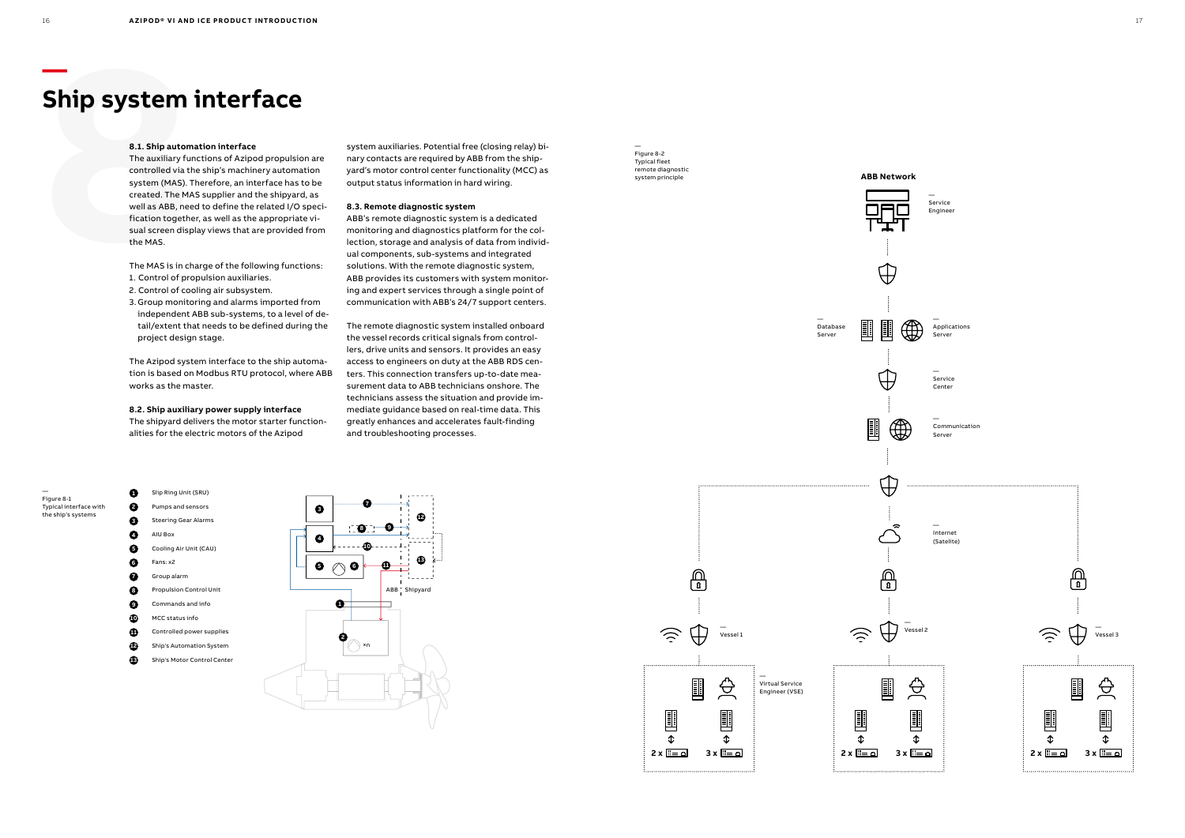# Ship system interface

### 8.1. Ship automation interface

The auxiliary functions of Azipod propulsion are controlled via the ship's machinery automation system (MAS). Therefore, an interface has to be created. The MAS supplier and the shipyard, as well as ABB, need to define the related I/O specification together, as well as the appropriate visual screen display views that are provided from the MAS.

The MAS is in charge of the following functions:

1. Control of propulsion auxiliaries.
2. Control of cooling air subsystem.
3. Group monitoring and alarms imported from independent ABB sub-systems, to a level of detail/extent that needs to be defined during the project design stage.

The Azipod system interface to the ship automation is based on Modbus RTU protocol, where ABB works as the master.

### 8.2. Ship auxiliary power supply interface

The shipyard delivers the motor starter functionalities for the electric motors of the Azipod system auxiliaries. Potential free (closing relay) binary contacts are required by ABB from the shipyard's motor control center functionality (MCC) as output status information in hard wiring.

### 8.3. Remote diagnostic system

ABB's remote diagnostic system is a dedicated monitoring and diagnostics platform for the collection, storage and analysis of data from individual components, sub-systems and integrated solutions. With the remote diagnostic system, ABB provides its customers with system monitoring and expert services through a single point of communication with ABB's 24/7 support centers.

The remote diagnostic system installed onboard the vessel records critical signals from controllers, drive units and sensors. It provides an easy access to engineers on duty at the ABB RDS centers. This connection transfers up-to-date measurement data to ABB technicians onshore. The technicians assess the situation and provide immediate guidance based on real-time data. This greatly enhances and accelerates fault-finding and troubleshooting processes.

Figure 8-1
Typical interface with the ship's systems

1. Slip Ring Unit (SRU)
2. Pumps and sensors
3. Steering Gear Alarms
4. AIU Box
5. Cooling Air Unit (CAU)
6. Fans: x2
7. Group alarm
8. Propulsion Control Unit
9. Commands and info
10. MCC status info
11. Controlled power supplies
12. Ship's Automation System
13. Ship's Motor Control Center

Figure 8-2
Typical fleet remote diagnostic system principle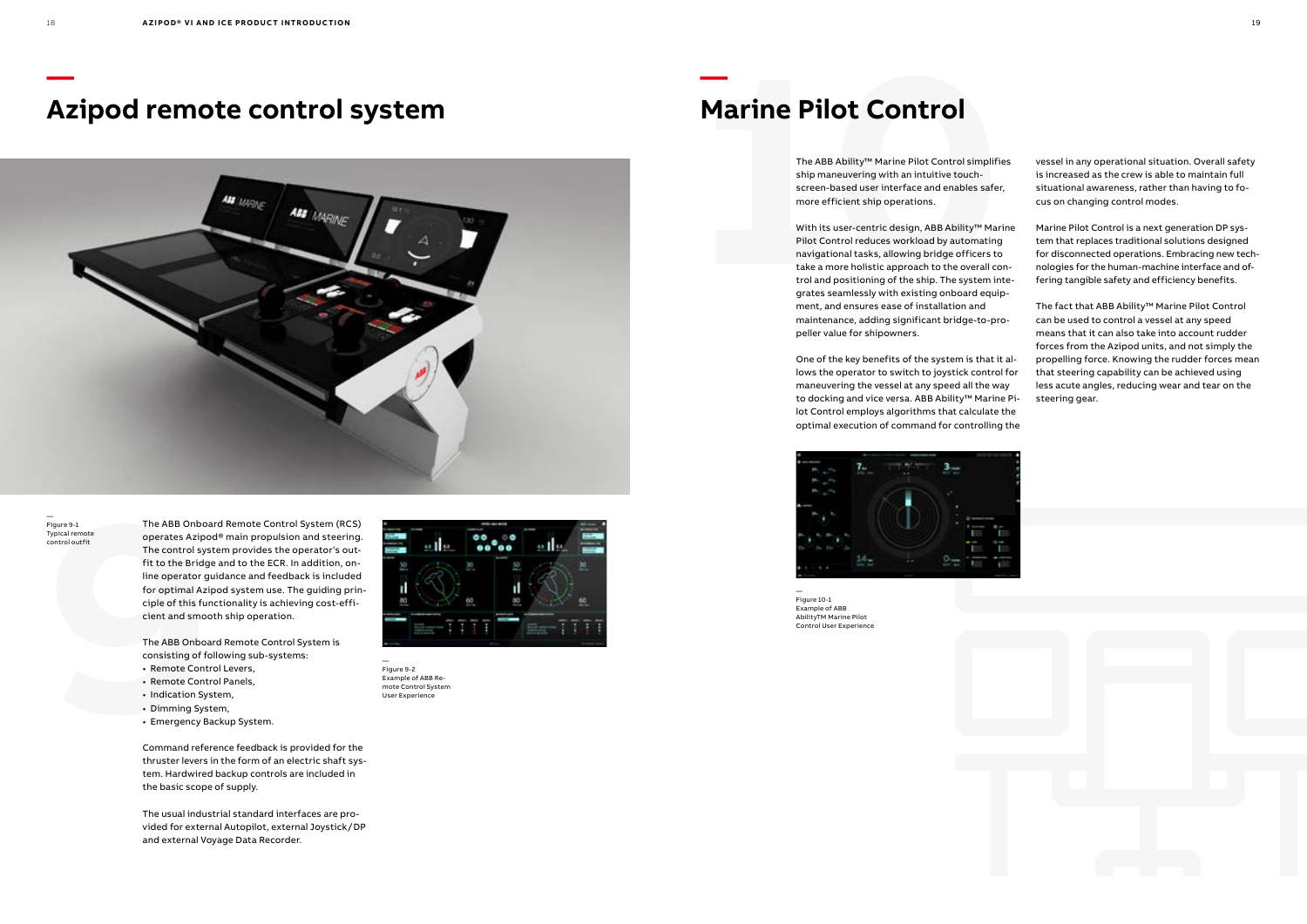# Azipod remote control system

Figure 9-1
Typical remote control outfit

The ABB Onboard Remote Control System (RCS) operates Azipod® main propulsion and steering. The control system provides the operator's outfit to the Bridge and to the ECR. In addition, online operator guidance and feedback is included for optimal Azipod system use. The guiding principle of this functionality is achieving cost-efficient and smooth ship operation.

The ABB Onboard Remote Control System is consisting of following sub-systems:

- Remote Control Levers,
- Remote Control Panels,
- Indication System,
- Dimming System,
- Emergency Backup System.

Command reference feedback is provided for the thruster levers in the form of an electric shaft system. Hardwired backup controls are included in the basic scope of supply.

The usual industrial standard interfaces are provided for external Autopilot, external Joystick/DP and external Voyage Data Recorder.

Figure 9-2
Example of ABB Remote Control System User Experience

# Marine Pilot Control

The ABB Ability™ Marine Pilot Control simplifies ship maneuvering with an intuitive touch-screen-based user interface and enables safer, more efficient ship operations.

With its user-centric design, ABB Ability™ Marine Pilot Control reduces workload by automating navigational tasks, allowing bridge officers to take a more holistic approach to the overall control and positioning of the ship. The system integrates seamlessly with existing onboard equipment, and ensures ease of installation and maintenance, adding significant bridge-to-propeller value for shipowners.

One of the key benefits of the system is that it allows the operator to switch to joystick control for maneuvering the vessel at any speed all the way to docking and vice versa. ABB Ability™ Marine Pilot Control employs algorithms that calculate the optimal execution of command for controlling the vessel in any operational situation. Overall safety is increased as the crew is able to maintain full situational awareness, rather than having to focus on changing control modes.

Marine Pilot Control is a next generation DP system that replaces traditional solutions designed for disconnected operations. Embracing new technologies for the human-machine interface and offering tangible safety and efficiency benefits.

The fact that ABB Ability™ Marine Pilot Control can be used to control a vessel at any speed means that it can also take into account rudder forces from the Azipod units, and not simply the propelling force. Knowing the rudder forces mean that steering capability can be achieved using less acute angles, reducing wear and tear on the steering gear.

Figure 10-1
Example of ABB AbilityTM Marine Pilot Control User Experience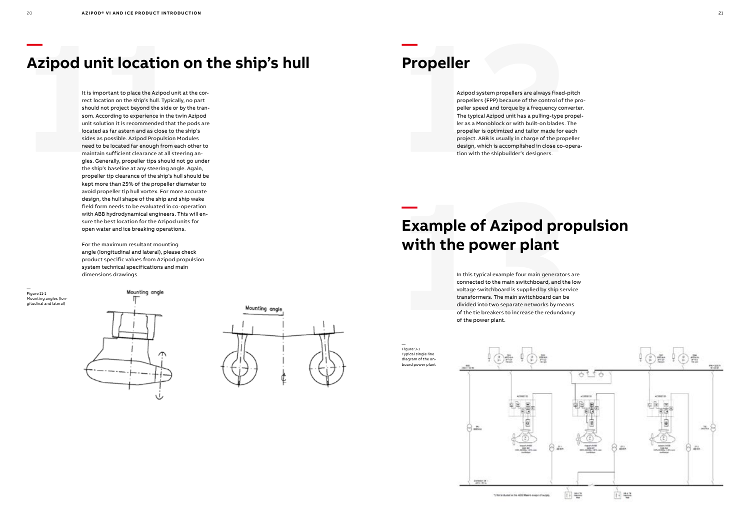# Azipod unit location on the ship's hull

It is important to place the Azipod unit at the correct location on the ship's hull. Typically, no part should not project beyond the side or by the transom. According to experience in the twin Azipod unit solution it is recommended that the pods are located as far astern and as close to the ship's sides as possible. Azipod Propulsion Modules need to be located far enough from each other to maintain sufficient clearance at all steering angles. Generally, propeller tips should not go under the ship's baseline at any steering angle. Again, propeller tip clearance of the ship's hull should be kept more than 25% of the propeller diameter to avoid propeller tip hull vortex. For more accurate design, the hull shape of the ship and ship wake field form needs to be evaluated in co-operation with ABB hydrodynamical engineers. This will ensure the best location for the Azipod units for open water and ice breaking operations.

For the maximum resultant mounting angle (longitudinal and lateral), please check product specific values from Azipod propulsion system technical specifications and main dimensions drawings.

Figure 11-1 Mounting angles (longitudinal and lateral)

# Propeller

Azipod system propellers are always fixed-pitch propellers (FPP) because of the control of the propeller speed and torque by a frequency converter. The typical Azipod unit has a pulling-type propeller as a Monoblock or with built-on blades. The propeller is optimized and tailor made for each project. ABB is usually in charge of the propeller design, which is accomplished in close co-operation with the shipbuilder's designers.

# Example of Azipod propulsion with the power plant

In this typical example four main generators are connected to the main switchboard, and the low voltage switchboard is supplied by ship service transformers. The main switchboard can be divided into two separate networks by means of the tie breakers to increase the redundancy of the power plant.

Figure 9-1 Typical single line diagram of the on-board power plant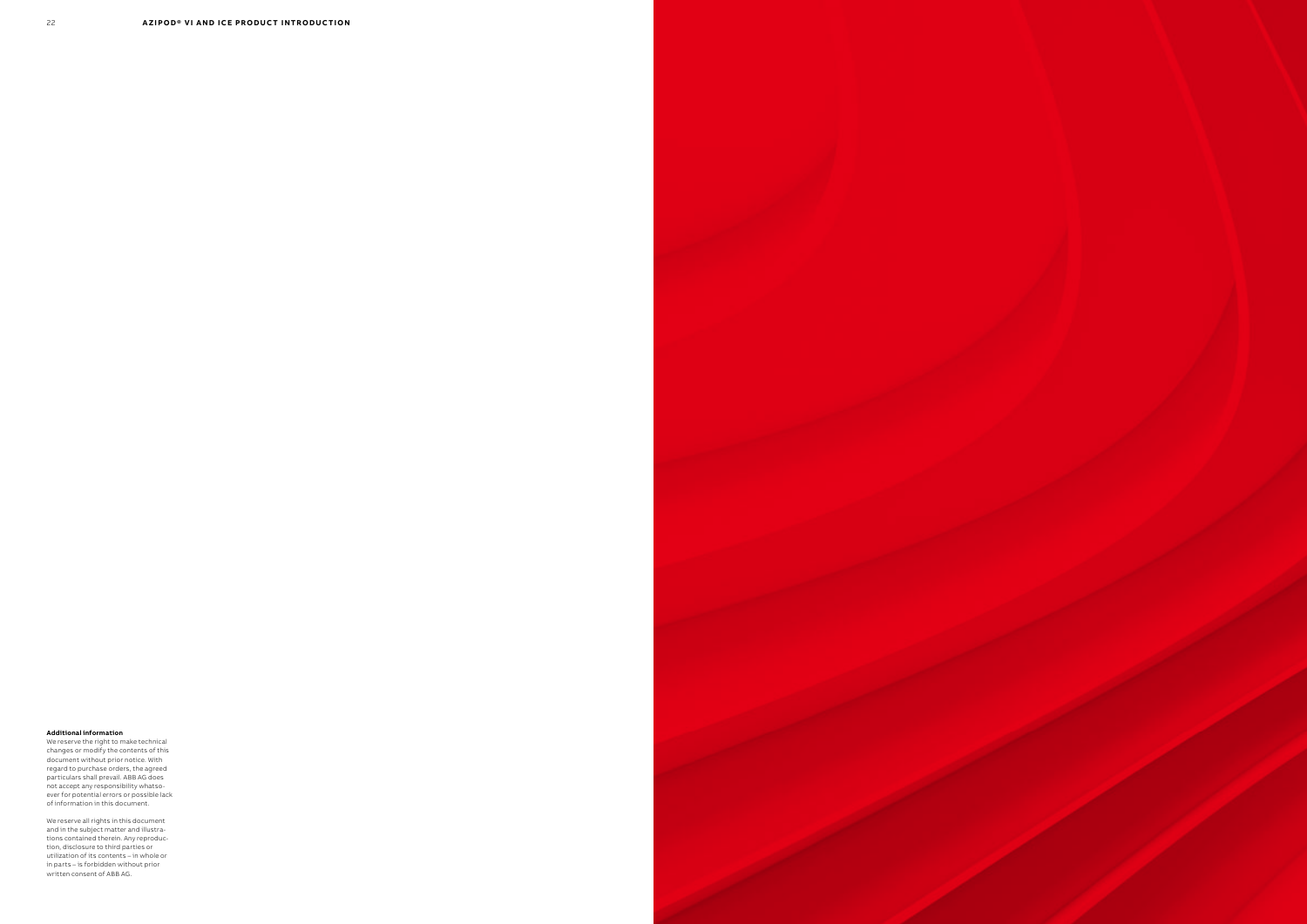**Additional information**

We reserve the right to make technical changes or modify the contents of this document without prior notice. With regard to purchase orders, the agreed particulars shall prevail. ABB AG does not accept any responsibility whatsoever for potential errors or possible lack of information in this document.

We reserve all rights in this document and in the subject matter and illustrations contained therein. Any reproduction, disclosure to third parties or utilization of its contents – in whole or in parts – is forbidden without prior written consent of ABB AG.